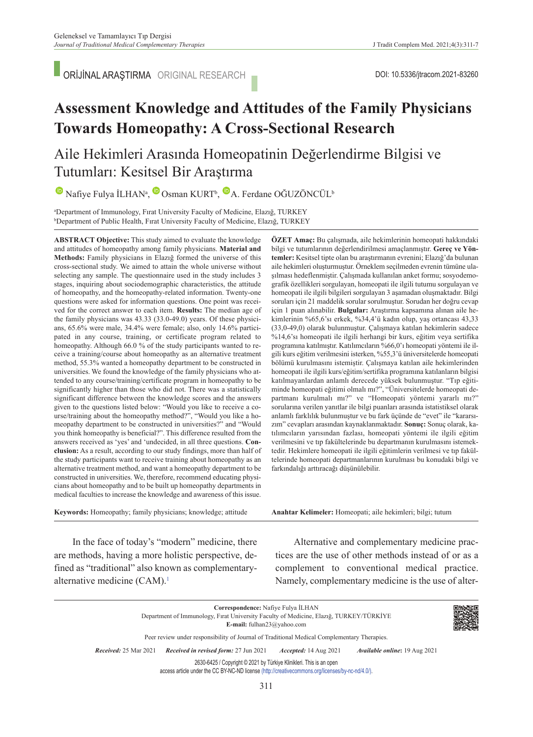ORİJİNAL ARAŞTIRMA ORIGINAL RESEARCH

DOI: 10.5336/jtracom.2021-83260

# Assessment Knowledge and Attitudes of the Family Physicians Towards Homeopathy: A Cross-Sectional Research

## Aile Hekimleri Arasında Homeopatinin Değerlendirme Bilgisi ve Tutumları: Kesitsel Bir Araştırma

Nafiye Fulya İLHAN[a], Osman KURT[b], A. Ferdane OĞUZÖNCÜL[b]

[a]Department of Immunology, Fırat University Faculty of Medicine, Elazığ, TURKEY
[b]Department of Public Health, Fırat University Faculty of Medicine, Elazığ, TURKEY

**ABSTRACT Objective:** This study aimed to evaluate the knowledge and attitudes of homeopathy among family physicians. **Material and Methods:** Family physicians in Elazığ formed the universe of this cross-sectional study. We aimed to attain the whole universe without selecting any sample. The questionnaire used in the study includes 3 stages, inquiring about sociodemographic characteristics, the attitude of homeopathy, and the homeopathy-related information. Twenty-one questions were asked for information questions. One point was received for the correct answer to each item. **Results:** The median age of the family physicians was 43.33 (33.0-49.0) years. Of these physicians, 65.6% were male, 34.4% were female; also, only 14.6% participated in any course, training, or certificate program related to homeopathy. Although 66.0 % of the study participants wanted to receive a training/course about homeopathy as an alternative treatment method, 55.3% wanted a homeopathy department to be constructed in universities. We found the knowledge of the family physicians who attended to any course/training/certificate program in homeopathy to be significantly higher than those who did not. There was a statistically significant difference between the knowledge scores and the answers given to the questions listed below: "Would you like to receive a course/training about the homeopathy method?", "Would you like a homeopathy department to be constructed in universities?" and "Would you think homeopathy is beneficial?". This difference resulted from the answers received as 'yes' and 'undecided, in all three questions. **Conclusion:** As a result, according to our study findings, more than half of the study participants want to receive training about homeopathy as an alternative treatment method, and want a homeopathy department to be constructed in universities. We, therefore, recommend educating physicians about homeopathy and to be built up homeopathy departments in medical faculties to increase the knowledge and awareness of this issue.

**Keywords:** Homeopathy; family physicians; knowledge; attitude

**ÖZET Amaç:** Bu çalışmada, aile hekimlerinin homeopati hakkındaki bilgi ve tutumlarının değerlendirilmesi amaçlanmıştır. **Gereç ve Yöntemler:** Kesitsel tipte olan bu araştırmanın evrenini; Elazığ'da bulunan aile hekimleri oluşturmuştur. Örneklem seçilmeden evrenin tümüne ulaşılması hedeflenmiştir. Çalışmada kullanılan anket formu; sosyodemografik özellikleri sorgulayan, homeopati ile ilgili tutumu sorgulayan ve homeopati ile ilgili bilgileri sorgulayan 3 aşamadan oluşmaktadır. Bilgi soruları için 21 maddelik sorular sorulmuştur. Sorudan her doğru cevap için 1 puan alınabilir. **Bulgular:** Araştırma kapsamına alınan aile hekimlerinin %65,6'sı erkek, %34,4'ü kadın olup, yaş ortancası 43,33 (33,0-49,0) olarak bulunmuştur. Çalışmaya katılan hekimlerin sadece %14,6'sı homeopati ile ilgili herhangi bir kurs, eğitim veya sertifika programına katılmıştır. Katılımcıların %66,0'ı homeopati yöntemi ile ilgili kurs eğitim verilmesini isterken, %55,3'ü üniversitelerde homeopati bölümü kurulmasını istemiştir. Çalışmaya katılan aile hekimlerinden homeopati ile ilgili kurs/eğitim/sertifika programına katılanların bilgisi katılmayanlardan anlamlı derecede yüksek bulunmuştur. "Tıp eğitiminde homeopati eğitimi olmalı mı?", "Üniversitelerde homeopati departmanı kurulmalı mı?" ve "Homeopati yöntemi yararlı mı?" sorularına verilen yanıtlar ile bilgi puanları arasında istatistiksel olarak anlamlı farklılık bulunmuştur ve bu fark üçünde de "evet" ile "kararsızım" cevapları arasından kaynaklanmaktadır. **Sonuç:** Sonuç olarak, katılımcıların yarısından fazlası, homeopati yöntemi ile ilgili eğitim verilmesini ve tıp fakültelerinde bu departmanın kurulmasını istemektedir. Hekimlere homeopati ile ilgili eğitimlerin verilmesi ve tıp fakültelerinde homeopati departmanlarının kurulması bu konudaki bilgi ve farkındalığı arttıracağı düşünülebilir.

**Anahtar Kelimeler:** Homeopati; aile hekimleri; bilgi; tutum

In the face of today's "modern" medicine, there are methods, having a more holistic perspective, defined as "traditional" also known as complementary-alternative medicine (CAM).[1]

Alternative and complementary medicine practices are the use of other methods instead of or as a complement to conventional medical practice. Namely, complementary medicine is the use of alter-

**Correspondence:** Nafiye Fulya İLHAN
Department of Immunology, Fırat University Faculty of Medicine, Elazığ, TURKEY/TÜRKİYE
**E-mail:** fulhan23@yahoo.com

Peer review under responsibility of Journal of Traditional Medical Complementary Therapies.

*Received:* 25 Mar 2021 *Received in revised form:* 27 Jun 2021 *Accepted:* 14 Aug 2021 *Available online:* 19 Aug 2021

2630-6425 / Copyright © 2021 by Türkiye Klinikleri. This is an open access article under the CC BY-NC-ND license (http://creativecommons.org/licenses/by-nc-nd/4.0/).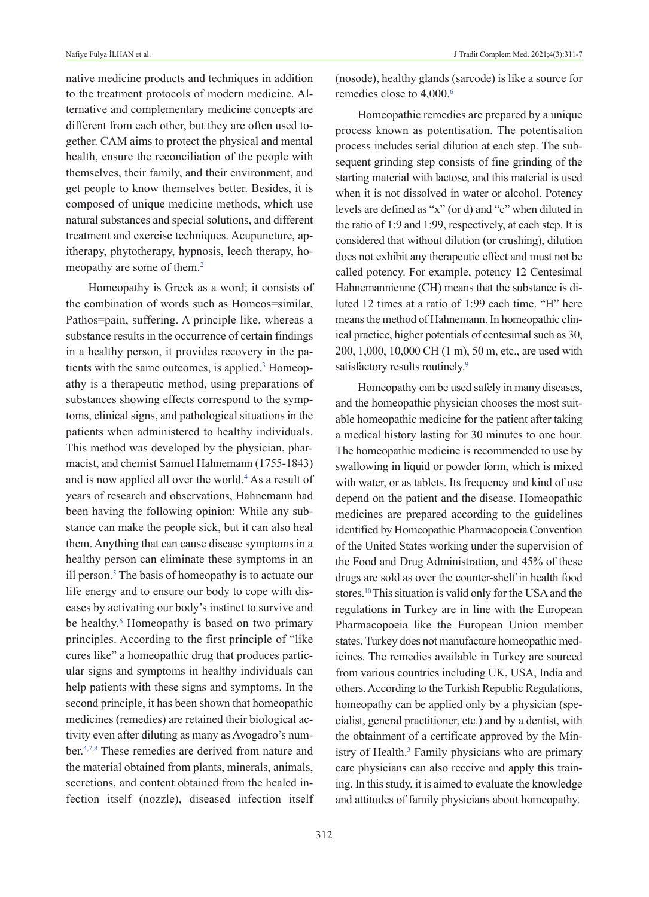native medicine products and techniques in addition to the treatment protocols of modern medicine. Alternative and complementary medicine concepts are different from each other, but they are often used together. CAM aims to protect the physical and mental health, ensure the reconciliation of the people with themselves, their family, and their environment, and get people to know themselves better. Besides, it is composed of unique medicine methods, which use natural substances and special solutions, and different treatment and exercise techniques. Acupuncture, apitherapy, phytotherapy, hypnosis, leech therapy, homeopathy are some of them.[2]

Homeopathy is Greek as a word; it consists of the combination of words such as Homeos=similar, Pathos=pain, suffering. A principle like, whereas a substance results in the occurrence of certain findings in a healthy person, it provides recovery in the patients with the same outcomes, is applied.[3] Homeopathy is a therapeutic method, using preparations of substances showing effects correspond to the symptoms, clinical signs, and pathological situations in the patients when administered to healthy individuals. This method was developed by the physician, pharmacist, and chemist Samuel Hahnemann (1755-1843) and is now applied all over the world.[4] As a result of years of research and observations, Hahnemann had been having the following opinion: While any substance can make the people sick, but it can also heal them. Anything that can cause disease symptoms in a healthy person can eliminate these symptoms in an ill person.[5] The basis of homeopathy is to actuate our life energy and to ensure our body to cope with diseases by activating our body's instinct to survive and be healthy.[6] Homeopathy is based on two primary principles. According to the first principle of "like cures like" a homeopathic drug that produces particular signs and symptoms in healthy individuals can help patients with these signs and symptoms. In the second principle, it has been shown that homeopathic medicines (remedies) are retained their biological activity even after diluting as many as Avogadro's number.[4,7,8] These remedies are derived from nature and the material obtained from plants, minerals, animals, secretions, and content obtained from the healed infection itself (nozzle), diseased infection itself (nosode), healthy glands (sarcode) is like a source for remedies close to 4,000.[6]

Homeopathic remedies are prepared by a unique process known as potentisation. The potentisation process includes serial dilution at each step. The subsequent grinding step consists of fine grinding of the starting material with lactose, and this material is used when it is not dissolved in water or alcohol. Potency levels are defined as "x" (or d) and "c" when diluted in the ratio of 1:9 and 1:99, respectively, at each step. It is considered that without dilution (or crushing), dilution does not exhibit any therapeutic effect and must not be called potency. For example, potency 12 Centesimal Hahnemannienne (CH) means that the substance is diluted 12 times at a ratio of 1:99 each time. "H" here means the method of Hahnemann. In homeopathic clinical practice, higher potentials of centesimal such as 30, 200, 1,000, 10,000 CH (1 m), 50 m, etc., are used with satisfactory results routinely.[9]

Homeopathy can be used safely in many diseases, and the homeopathic physician chooses the most suitable homeopathic medicine for the patient after taking a medical history lasting for 30 minutes to one hour. The homeopathic medicine is recommended to use by swallowing in liquid or powder form, which is mixed with water, or as tablets. Its frequency and kind of use depend on the patient and the disease. Homeopathic medicines are prepared according to the guidelines identified by Homeopathic Pharmacopoeia Convention of the United States working under the supervision of the Food and Drug Administration, and 45% of these drugs are sold as over the counter-shelf in health food stores.[10] This situation is valid only for the USA and the regulations in Turkey are in line with the European Pharmacopoeia like the European Union member states. Turkey does not manufacture homeopathic medicines. The remedies available in Turkey are sourced from various countries including UK, USA, India and others. According to the Turkish Republic Regulations, homeopathy can be applied only by a physician (specialist, general practitioner, etc.) and by a dentist, with the obtainment of a certificate approved by the Ministry of Health.[3] Family physicians who are primary care physicians can also receive and apply this training. In this study, it is aimed to evaluate the knowledge and attitudes of family physicians about homeopathy.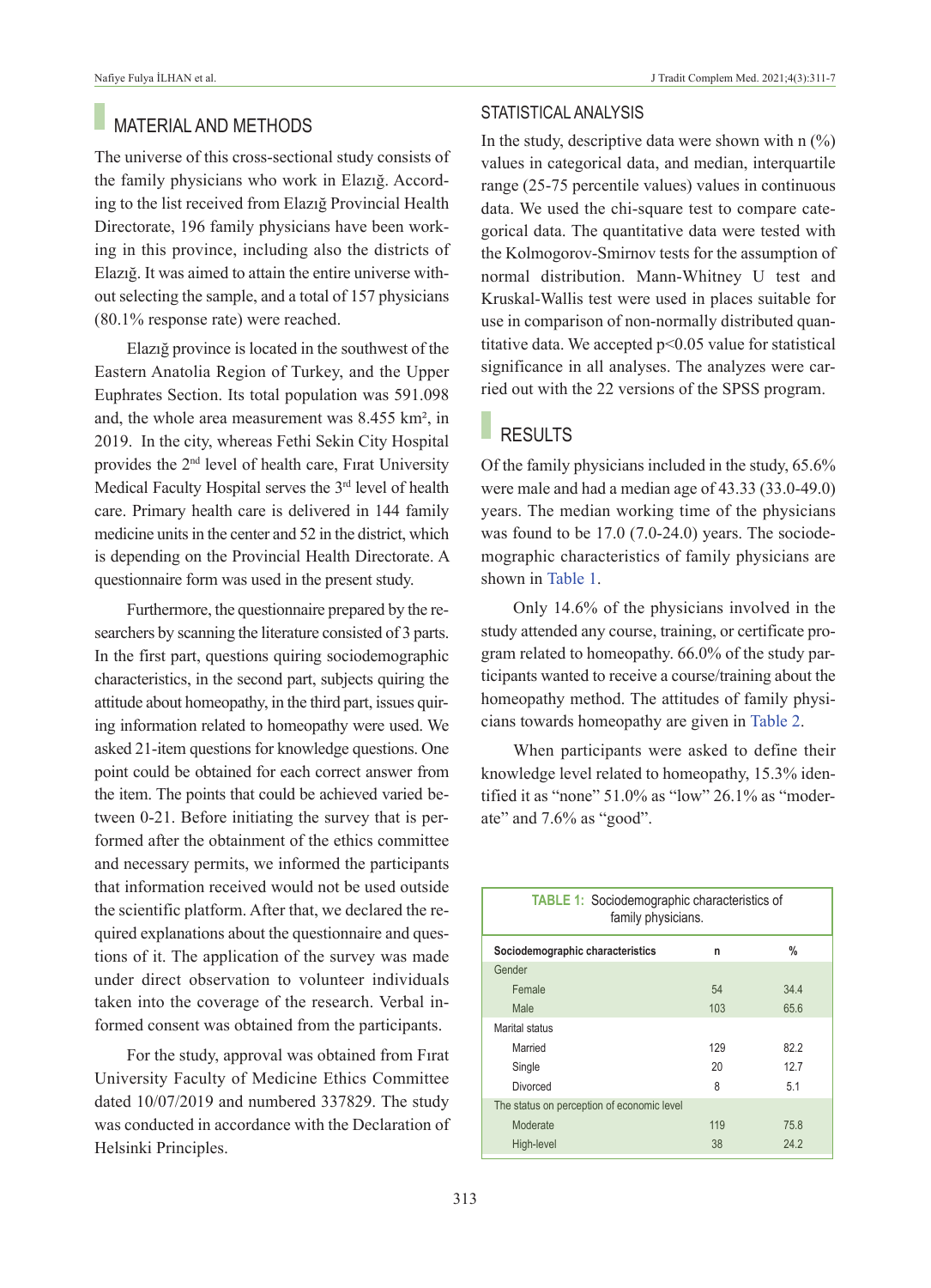## MATERIAL AND METHODS

The universe of this cross-sectional study consists of the family physicians who work in Elazığ. According to the list received from Elazığ Provincial Health Directorate, 196 family physicians have been working in this province, including also the districts of Elazığ. It was aimed to attain the entire universe without selecting the sample, and a total of 157 physicians (80.1% response rate) were reached.

Elazığ province is located in the southwest of the Eastern Anatolia Region of Turkey, and the Upper Euphrates Section. Its total population was 591.098 and, the whole area measurement was 8.455 km², in 2019. In the city, whereas Fethi Sekin City Hospital provides the 2nd level of health care, Fırat University Medical Faculty Hospital serves the 3rd level of health care. Primary health care is delivered in 144 family medicine units in the center and 52 in the district, which is depending on the Provincial Health Directorate. A questionnaire form was used in the present study.

Furthermore, the questionnaire prepared by the researchers by scanning the literature consisted of 3 parts. In the first part, questions quiring sociodemographic characteristics, in the second part, subjects quiring the attitude about homeopathy, in the third part, issues quiring information related to homeopathy were used. We asked 21-item questions for knowledge questions. One point could be obtained for each correct answer from the item. The points that could be achieved varied between 0-21. Before initiating the survey that is performed after the obtainment of the ethics committee and necessary permits, we informed the participants that information received would not be used outside the scientific platform. After that, we declared the required explanations about the questionnaire and questions of it. The application of the survey was made under direct observation to volunteer individuals taken into the coverage of the research. Verbal informed consent was obtained from the participants.

For the study, approval was obtained from Fırat University Faculty of Medicine Ethics Committee dated 10/07/2019 and numbered 337829. The study was conducted in accordance with the Declaration of Helsinki Principles.

## STATISTICAL ANALYSIS

In the study, descriptive data were shown with n (%) values in categorical data, and median, interquartile range (25-75 percentile values) values in continuous data. We used the chi-square test to compare categorical data. The quantitative data were tested with the Kolmogorov-Smirnov tests for the assumption of normal distribution. Mann-Whitney U test and Kruskal-Wallis test were used in places suitable for use in comparison of non-normally distributed quantitative data. We accepted $p<0.05$ value for statistical significance in all analyses. The analyzes were carried out with the 22 versions of the SPSS program.

## RESULTS

Of the family physicians included in the study, 65.6% were male and had a median age of 43.33 (33.0-49.0) years. The median working time of the physicians was found to be 17.0 (7.0-24.0) years. The sociodemographic characteristics of family physicians are shown in Table 1.

Only 14.6% of the physicians involved in the study attended any course, training, or certificate program related to homeopathy. 66.0% of the study participants wanted to receive a course/training about the homeopathy method. The attitudes of family physicians towards homeopathy are given in Table 2.

When participants were asked to define their knowledge level related to homeopathy, 15.3% identified it as "none" 51.0% as "low" 26.1% as "moderate" and 7.6% as "good".

**TABLE 1:** Sociodemographic characteristics of family physicians.

| Sociodemographic characteristics | n | % |
|---|---|---|
| Gender | | |
| Female | 54 | 34.4 |
| Male | 103 | 65.6 |
| Marital status | | |
| Married | 129 | 82.2 |
| Single | 20 | 12.7 |
| Divorced | 8 | 5.1 |
| The status on perception of economic level | | |
| Moderate | 119 | 75.8 |
| High-level | 38 | 24.2 |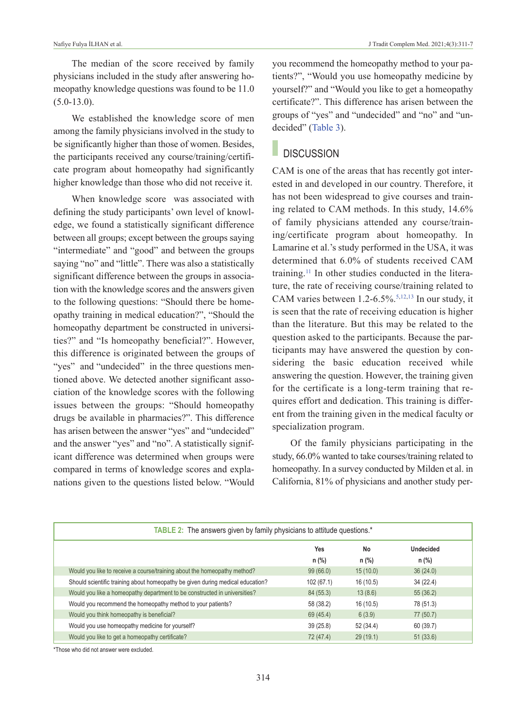The median of the score received by family physicians included in the study after answering homeopathy knowledge questions was found to be 11.0 (5.0-13.0).

We established the knowledge score of men among the family physicians involved in the study to be significantly higher than those of women. Besides, the participants received any course/training/certificate program about homeopathy had significantly higher knowledge than those who did not receive it.

When knowledge score was associated with defining the study participants' own level of knowledge, we found a statistically significant difference between all groups; except between the groups saying "intermediate" and "good" and between the groups saying "no" and "little". There was also a statistically significant difference between the groups in association with the knowledge scores and the answers given to the following questions: "Should there be homeopathy training in medical education?", "Should the homeopathy department be constructed in universities?" and "Is homeopathy beneficial?". However, this difference is originated between the groups of "yes" and "undecided" in the three questions mentioned above. We detected another significant association of the knowledge scores with the following issues between the groups: "Should homeopathy drugs be available in pharmacies?". This difference has arisen between the answer "yes" and "undecided" and the answer "yes" and "no". A statistically significant difference was determined when groups were compared in terms of knowledge scores and explanations given to the questions listed below. "Would you recommend the homeopathy method to your patients?", "Would you use homeopathy medicine by yourself?" and "Would you like to get a homeopathy certificate?". This difference has arisen between the groups of "yes" and "undecided" and "no" and "undecided" (Table 3).

## DISCUSSION

CAM is one of the areas that has recently got interested in and developed in our country. Therefore, it has not been widespread to give courses and training related to CAM methods. In this study, 14.6% of family physicians attended any course/training/certificate program about homeopathy. In Lamarine et al.'s study performed in the USA, it was determined that 6.0% of students received CAM training.[11] In other studies conducted in the literature, the rate of receiving course/training related to CAM varies between 1.2-6.5%.[5,12,13] In our study, it is seen that the rate of receiving education is higher than the literature. But this may be related to the question asked to the participants. Because the participants may have answered the question by considering the basic education received while answering the question. However, the training given for the certificate is a long-term training that requires effort and dedication. This training is different from the training given in the medical faculty or specialization program.

Of the family physicians participating in the study, 66.0% wanted to take courses/training related to homeopathy. In a survey conducted by Milden et al. in California, 81% of physicians and another study per-

**TABLE 2:** The answers given by family physicians to attitude questions.*

| | Yes n (%) | No n (%) | Undecided n (%) |
|---|---|---|---|
| Would you like to receive a course/training about the homeopathy method? | 99 (66.0) | 15 (10.0) | 36 (24.0) |
| Should scientific training about homeopathy be given during medical education? | 102 (67.1) | 16 (10.5) | 34 (22.4) |
| Would you like a homeopathy department to be constructed in universities? | 84 (55.3) | 13 (8.6) | 55 (36.2) |
| Would you recommend the homeopathy method to your patients? | 58 (38.2) | 16 (10.5) | 78 (51.3) |
| Would you think homeopathy is beneficial? | 69 (45.4) | 6 (3.9) | 77 (50.7) |
| Would you use homeopathy medicine for yourself? | 39 (25.8) | 52 (34.4) | 60 (39.7) |
| Would you like to get a homeopathy certificate? | 72 (47.4) | 29 (19.1) | 51 (33.6) |

*Those who did not answer were excluded.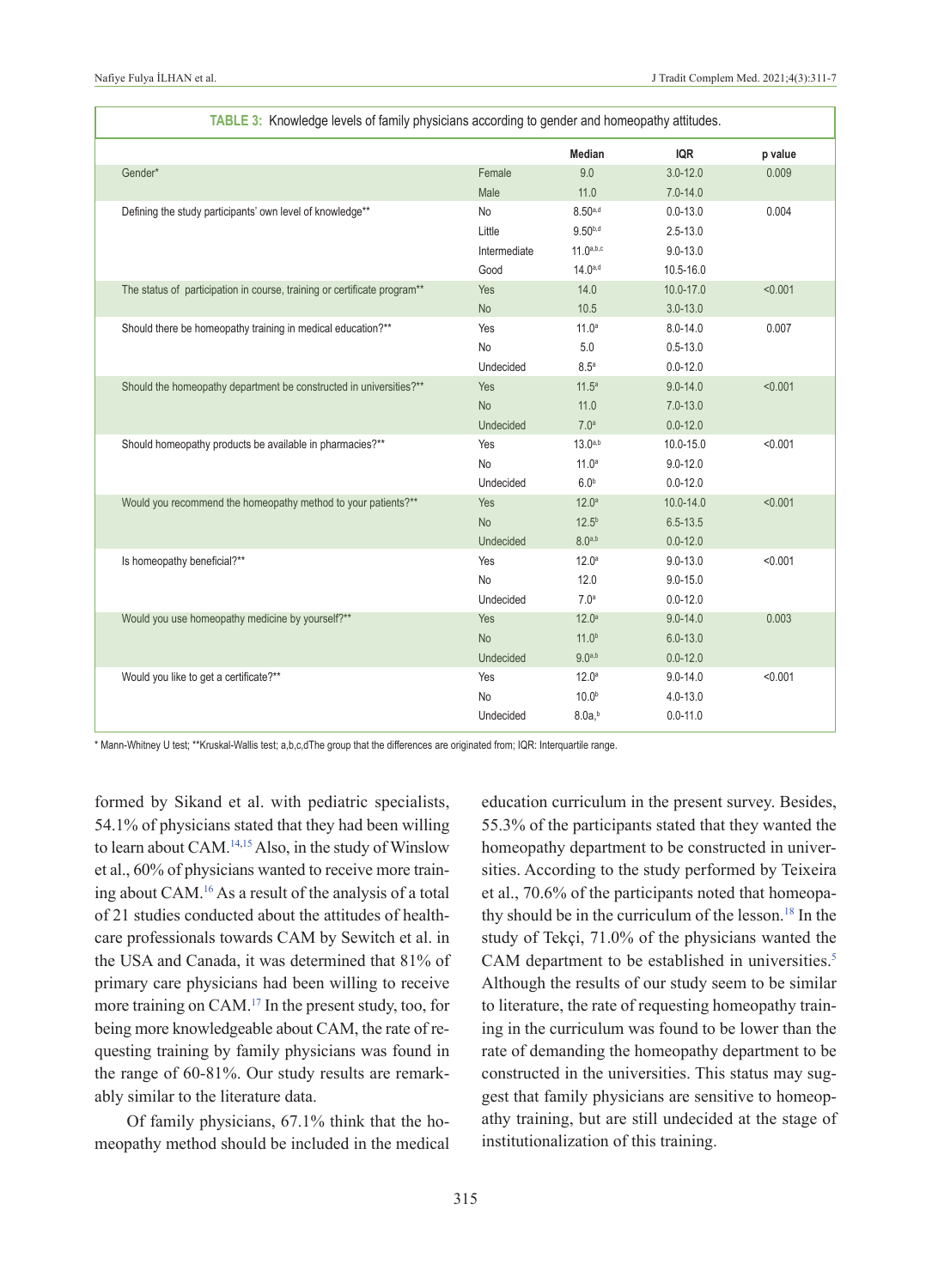**TABLE 3:** Knowledge levels of family physicians according to gender and homeopathy attitudes.

| | | Median | IQR | p value |
|---|---|---|---|---|
| Gender* | Female | 9.0 | 3.0-12.0 | 0.009 |
| | Male | 11.0 | 7.0-14.0 | |
| Defining the study participants' own level of knowledge** | No | 8.50[a,d] | 0.0-13.0 | 0.004 |
| | Little | 9.50[b,d] | 2.5-13.0 | |
| | Intermediate | 11.0[a,b,c] | 9.0-13.0 | |
| | Good | 14.0[a,d] | 10.5-16.0 | |
| The status of participation in course, training or certificate program** | Yes | 14.0 | 10.0-17.0 | <0.001 |
| | No | 10.5 | 3.0-13.0 | |
| Should there be homeopathy training in medical education?** | Yes | 11.0[a] | 8.0-14.0 | 0.007 |
| | No | 5.0 | 0.5-13.0 | |
| | Undecided | 8.5[a] | 0.0-12.0 | |
| Should the homeopathy department be constructed in universities?** | Yes | 11.5[a] | 9.0-14.0 | <0.001 |
| | No | 11.0 | 7.0-13.0 | |
| | Undecided | 7.0[a] | 0.0-12.0 | |
| Should homeopathy products be available in pharmacies?** | Yes | 13.0[a,b] | 10.0-15.0 | <0.001 |
| | No | 11.0[a] | 9.0-12.0 | |
| | Undecided | 6.0[b] | 0.0-12.0 | |
| Would you recommend the homeopathy method to your patients?** | Yes | 12.0[a] | 10.0-14.0 | <0.001 |
| | No | 12.5[b] | 6.5-13.5 | |
| | Undecided | 8.0[a,b] | 0.0-12.0 | |
| Is homeopathy beneficial?** | Yes | 12.0[a] | 9.0-13.0 | <0.001 |
| | No | 12.0 | 9.0-15.0 | |
| | Undecided | 7.0[a] | 0.0-12.0 | |
| Would you use homeopathy medicine by yourself?** | Yes | 12.0[a] | 9.0-14.0 | 0.003 |
| | No | 11.0[b] | 6.0-13.0 | |
| | Undecided | 9.0[a,b] | 0.0-12.0 | |
| Would you like to get a certificate?** | Yes | 12.0[a] | 9.0-14.0 | <0.001 |
| | No | 10.0[b] | 4.0-13.0 | |
| | Undecided | 8.0a,[b] | 0.0-11.0 | |

\* Mann-Whitney U test; **Kruskal-Wallis test; a,b,c,dThe group that the differences are originated from; IQR: Interquartile range.

formed by Sikand et al. with pediatric specialists, 54.1% of physicians stated that they had been willing to learn about CAM.[14,15] Also, in the study of Winslow et al., 60% of physicians wanted to receive more training about CAM.[16] As a result of the analysis of a total of 21 studies conducted about the attitudes of healthcare professionals towards CAM by Sewitch et al. in the USA and Canada, it was determined that 81% of primary care physicians had been willing to receive more training on CAM.[17] In the present study, too, for being more knowledgeable about CAM, the rate of requesting training by family physicians was found in the range of 60-81%. Our study results are remarkably similar to the literature data.

Of family physicians, 67.1% think that the homeopathy method should be included in the medical education curriculum in the present survey. Besides, 55.3% of the participants stated that they wanted the homeopathy department to be constructed in universities. According to the study performed by Teixeira et al., 70.6% of the participants noted that homeopathy should be in the curriculum of the lesson.[18] In the study of Tekçi, 71.0% of the physicians wanted the CAM department to be established in universities.[5] Although the results of our study seem to be similar to literature, the rate of requesting homeopathy training in the curriculum was found to be lower than the rate of demanding the homeopathy department to be constructed in the universities. This status may suggest that family physicians are sensitive to homeopathy training, but are still undecided at the stage of institutionalization of this training.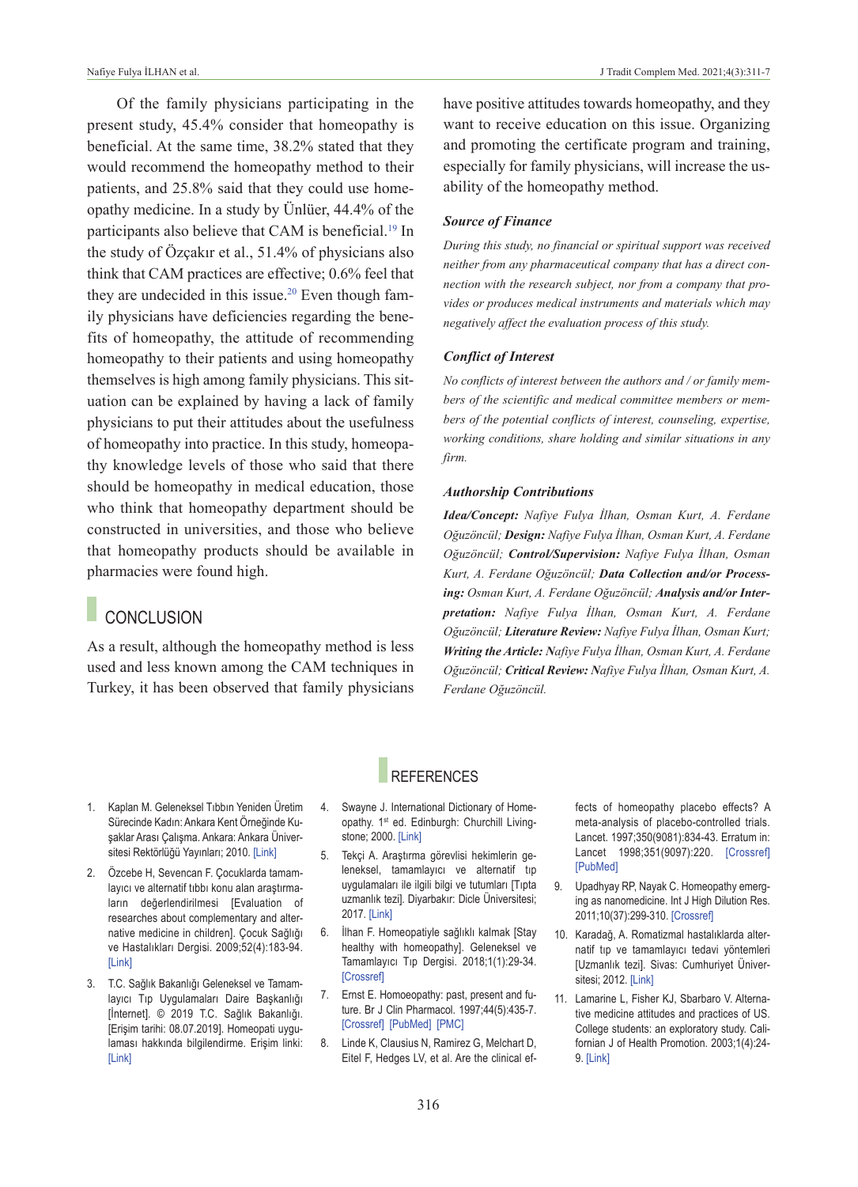Of the family physicians participating in the present study, 45.4% consider that homeopathy is beneficial. At the same time, 38.2% stated that they would recommend the homeopathy method to their patients, and 25.8% said that they could use homeopathy medicine. In a study by Ünlüer, 44.4% of the participants also believe that CAM is beneficial.[19] In the study of Özçakır et al., 51.4% of physicians also think that CAM practices are effective; 0.6% feel that they are undecided in this issue.[20] Even though family physicians have deficiencies regarding the benefits of homeopathy, the attitude of recommending homeopathy to their patients and using homeopathy themselves is high among family physicians. This situation can be explained by having a lack of family physicians to put their attitudes about the usefulness of homeopathy into practice. In this study, homeopathy knowledge levels of those who said that there should be homeopathy in medical education, those who think that homeopathy department should be constructed in universities, and those who believe that homeopathy products should be available in pharmacies were found high.

## CONCLUSION

As a result, although the homeopathy method is less used and less known among the CAM techniques in Turkey, it has been observed that family physicians have positive attitudes towards homeopathy, and they want to receive education on this issue. Organizing and promoting the certificate program and training, especially for family physicians, will increase the usability of the homeopathy method.

### Source of Finance

*During this study, no financial or spiritual support was received neither from any pharmaceutical company that has a direct connection with the research subject, nor from a company that provides or produces medical instruments and materials which may negatively affect the evaluation process of this study.*

### Conflict of Interest

*No conflicts of interest between the authors and / or family members of the scientific and medical committee members or members of the potential conflicts of interest, counseling, expertise, working conditions, share holding and similar situations in any firm.*

### Authorship Contributions

***Idea/Concept:*** *Nafiye Fulya İlhan, Osman Kurt, A. Ferdane Oğuzöncül;* ***Design:*** *Nafiye Fulya İlhan, Osman Kurt, A. Ferdane Oğuzöncül;* ***Control/Supervision:*** *Nafiye Fulya İlhan, Osman Kurt, A. Ferdane Oğuzöncül;* ***Data Collection and/or Processing:*** *Osman Kurt, A. Ferdane Oğuzöncül;* ***Analysis and/or Interpretation:*** *Nafiye Fulya İlhan, Osman Kurt, A. Ferdane Oğuzöncül;* ***Literature Review:*** *Nafiye Fulya İlhan, Osman Kurt;* ***Writing the Article:*** *Nafiye Fulya İlhan, Osman Kurt, A. Ferdane Oğuzöncül;* ***Critical Review:*** *Nafiye Fulya İlhan, Osman Kurt, A. Ferdane Oğuzöncül.*

## REFERENCES

1. Kaplan M. Geleneksel Tıbbın Yeniden Üretim Sürecinde Kadın: Ankara Kent Örneğinde Kuşaklar Arası Çalışma. Ankara: Ankara Üniversitesi Rektörlüğü Yayınları; 2010. [Link]
2. Özcebe H, Sevencan F. Çocuklarda tamamlayıcı ve alternatif tıbbı konu alan araştırmaların değerlendirilmesi [Evaluation of researches about complementary and alternative medicine in children]. Çocuk Sağlığı ve Hastalıkları Dergisi. 2009;52(4):183-94. [Link]
3. T.C. Sağlık Bakanlığı Geleneksel ve Tamamlayıcı Tıp Uygulamaları Daire Başkanlığı [İnternet]. © 2019 T.C. Sağlık Bakanlığı. [Erişim tarihi: 08.07.2019]. Homeopati uygulaması hakkında bilgilendirme. Erişim linki: [Link]
4. Swayne J. International Dictionary of Homeopathy. 1st ed. Edinburgh: Churchill Livingstone; 2000. [Link]
5. Tekçi A. Araştırma görevlisi hekimlerin geleneksel, tamamlayıcı ve alternatif tıp uygulamaları ile ilgili bilgi ve tutumları [Tıpta uzmanlık tezi]. Diyarbakır: Dicle Üniversitesi; 2017. [Link]
6. İlhan F. Homeopatiyle sağlıklı kalmak [Stay healthy with homeopathy]. Geleneksel ve Tamamlayıcı Tıp Dergisi. 2018;1(1):29-34. [Crossref]
7. Ernst E. Homoeopathy: past, present and future. Br J Clin Pharmacol. 1997;44(5):435-7. [Crossref] [PubMed] [PMC]
8. Linde K, Clausius N, Ramirez G, Melchart D, Eitel F, Hedges LV, et al. Are the clinical effects of homeopathy placebo effects? A meta-analysis of placebo-controlled trials. Lancet. 1997;350(9081):834-43. Erratum in: Lancet 1998;351(9097):220. [Crossref] [PubMed]
9. Upadhyay RP, Nayak C. Homeopathy emerging as nanomedicine. Int J High Dilution Res. 2011;10(37):299-310. [Crossref]
10. Karadağ, A. Romatizmal hastalıklarda alternatif tıp ve tamamlayıcı tedavi yöntemleri [Uzmanlık tezi]. Sivas: Cumhuriyet Üniversitesi; 2012. [Link]
11. Lamarine L, Fisher KJ, Sbarbaro V. Alternative medicine attitudes and practices of US. College students: an exploratory study. Californian J of Health Promotion. 2003;1(4):24-9. [Link]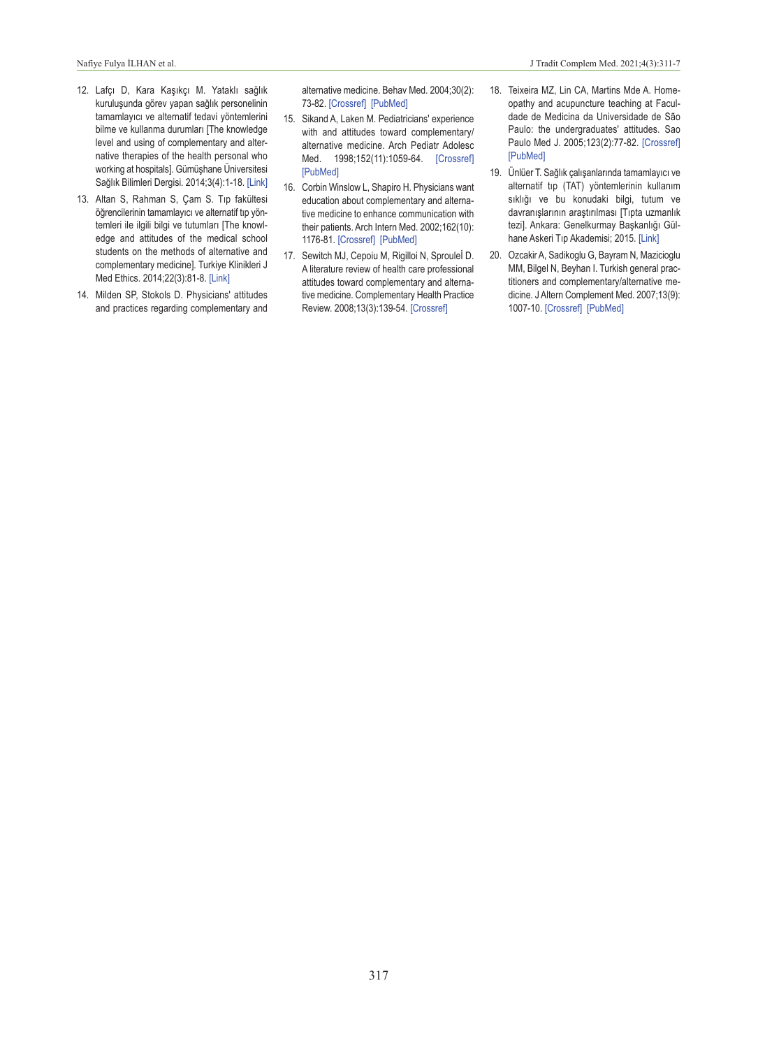12. Lafçı D, Kara Kaşıkçı M. Yataklı sağlık kuruluşunda görev yapan sağlık personelinin tamamlayıcı ve alternatif tedavi yöntemlerini bilme ve kullanma durumları [The knowledge level and using of complementary and alternative therapies of the health personal who working at hospitals]. Gümüşhane Üniversitesi Sağlık Bilimleri Dergisi. 2014;3(4):1-18. [Link]
13. Altan S, Rahman S, Çam S. Tıp fakültesi öğrencilerinin tamamlayıcı ve alternatif tıp yöntemleri ile ilgili bilgi ve tutumları [The knowledge and attitudes of the medical school students on the methods of alternative and complementary medicine]. Turkiye Klinikleri J Med Ethics. 2014;22(3):81-8. [Link]
14. Milden SP, Stokols D. Physicians' attitudes and practices regarding complementary and alternative medicine. Behav Med. 2004;30(2):73-82. [Crossref] [PubMed]
15. Sikand A, Laken M. Pediatricians' experience with and attitudes toward complementary/alternative medicine. Arch Pediatr Adolesc Med. 1998;152(11):1059-64. [Crossref] [PubMed]
16. Corbin Winslow L, Shapiro H. Physicians want education about complementary and alternative medicine to enhance communication with their patients. Arch Intern Med. 2002;162(10):1176-81. [Crossref] [PubMed]
17. Sewitch MJ, Cepoiu M, Rigilloi N, Sproulel D. A literature review of health care professional attitudes toward complementary and alternative medicine. Complementary Health Practice Review. 2008;13(3):139-54. [Crossref]
18. Teixeira MZ, Lin CA, Martins Mde A. Homeopathy and acupuncture teaching at Faculdade de Medicina da Universidade de São Paulo: the undergraduates' attitudes. Sao Paulo Med J. 2005;123(2):77-82. [Crossref] [PubMed]
19. Ünlüer T. Sağlık çalışanlarında tamamlayıcı ve alternatif tıp (TAT) yöntemlerinin kullanım sıklığı ve bu konudaki bilgi, tutum ve davranışlarının araştırılması [Tıpta uzmanlık tezi]. Ankara: Genelkurmay Başkanlığı Gülhane Askeri Tıp Akademisi; 2015. [Link]
20. Ozcakir A, Sadikoglu G, Bayram N, Mazicioglu MM, Bilgel N, Beyhan I. Turkish general practitioners and complementary/alternative medicine. J Altern Complement Med. 2007;13(9):1007-10. [Crossref] [PubMed]